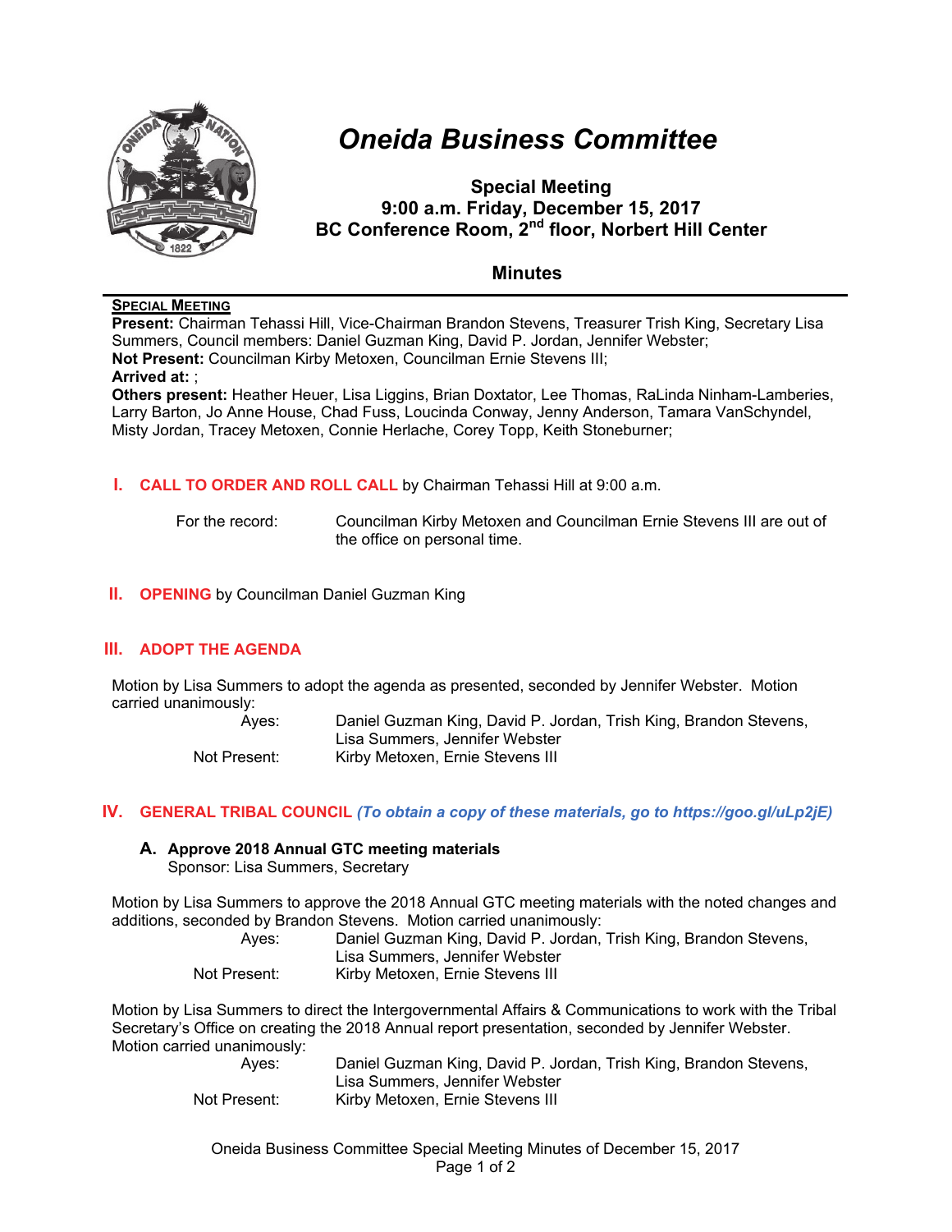# *Oneida Business Committee*

**Special Meeting**
**9:00 a.m. Friday, December 15, 2017**
**BC Conference Room, 2nd floor, Norbert Hill Center**

## Minutes

**SPECIAL MEETING**

**Present:** Chairman Tehassi Hill, Vice-Chairman Brandon Stevens, Treasurer Trish King, Secretary Lisa Summers, Council members: Daniel Guzman King, David P. Jordan, Jennifer Webster;
**Not Present:** Councilman Kirby Metoxen, Councilman Ernie Stevens III;
**Arrived at:** ;
**Others present:** Heather Heuer, Lisa Liggins, Brian Doxtator, Lee Thomas, RaLinda Ninham-Lamberies, Larry Barton, Jo Anne House, Chad Fuss, Loucinda Conway, Jenny Anderson, Tamara VanSchyndel, Misty Jordan, Tracey Metoxen, Connie Herlache, Corey Topp, Keith Stoneburner;

## I. CALL TO ORDER AND ROLL CALL by Chairman Tehassi Hill at 9:00 a.m.

For the record: Councilman Kirby Metoxen and Councilman Ernie Stevens III are out of the office on personal time.

## II. OPENING by Councilman Daniel Guzman King

## III. ADOPT THE AGENDA

Motion by Lisa Summers to adopt the agenda as presented, seconded by Jennifer Webster. Motion carried unanimously:

Ayes: Daniel Guzman King, David P. Jordan, Trish King, Brandon Stevens, Lisa Summers, Jennifer Webster
Not Present: Kirby Metoxen, Ernie Stevens III

## IV. GENERAL TRIBAL COUNCIL *(To obtain a copy of these materials, go to https://goo.gl/uLp2jE)*

### A. Approve 2018 Annual GTC meeting materials

Sponsor: Lisa Summers, Secretary

Motion by Lisa Summers to approve the 2018 Annual GTC meeting materials with the noted changes and additions, seconded by Brandon Stevens. Motion carried unanimously:

Ayes: Daniel Guzman King, David P. Jordan, Trish King, Brandon Stevens, Lisa Summers, Jennifer Webster
Not Present: Kirby Metoxen, Ernie Stevens III

Motion by Lisa Summers to direct the Intergovernmental Affairs & Communications to work with the Tribal Secretary's Office on creating the 2018 Annual report presentation, seconded by Jennifer Webster. Motion carried unanimously:

Ayes: Daniel Guzman King, David P. Jordan, Trish King, Brandon Stevens, Lisa Summers, Jennifer Webster
Not Present: Kirby Metoxen, Ernie Stevens III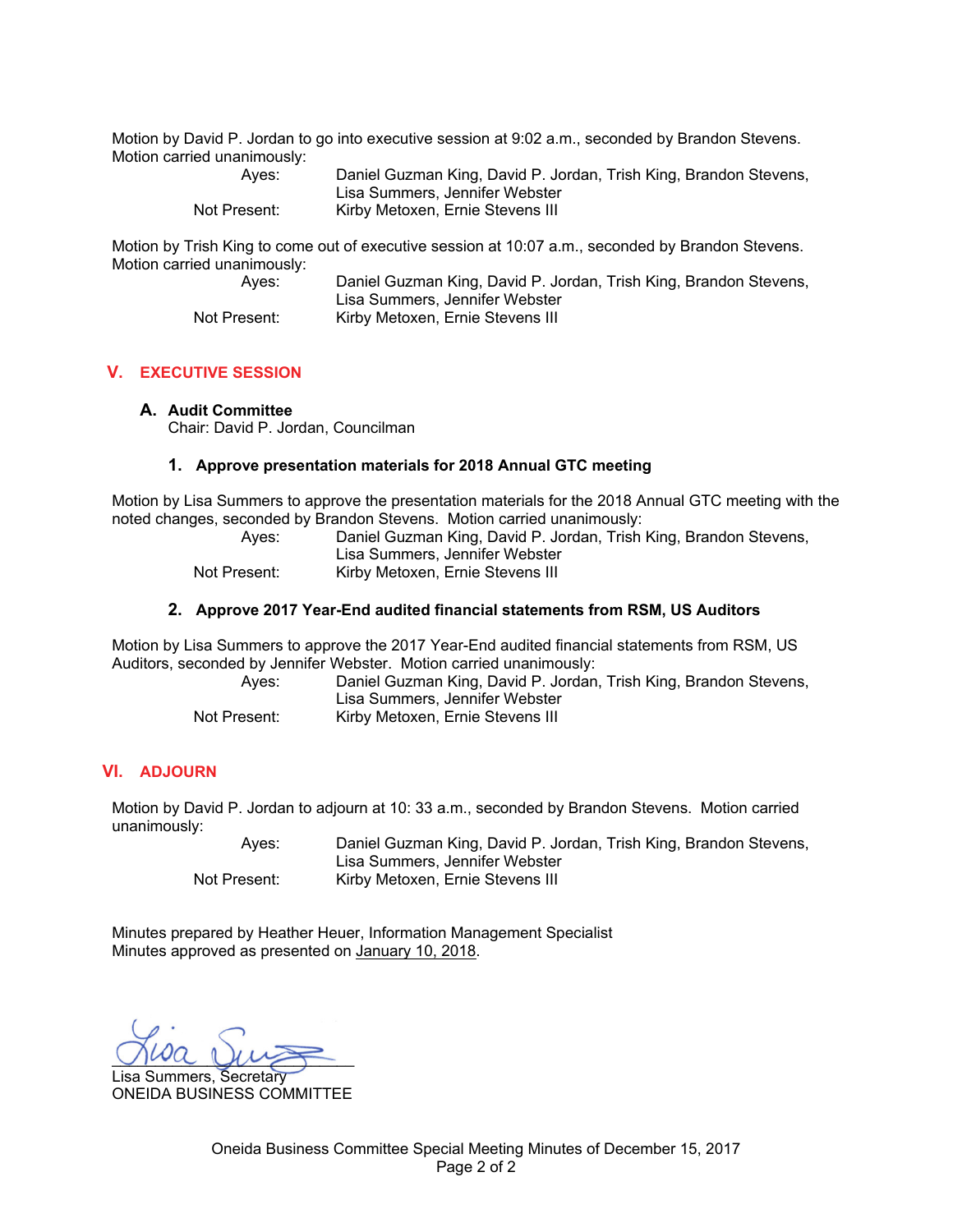Motion by David P. Jordan to go into executive session at 9:02 a.m., seconded by Brandon Stevens. Motion carried unanimously:

| | |
|---|---|
| Ayes: | Daniel Guzman King, David P. Jordan, Trish King, Brandon Stevens, Lisa Summers, Jennifer Webster |
| Not Present: | Kirby Metoxen, Ernie Stevens III |

Motion by Trish King to come out of executive session at 10:07 a.m., seconded by Brandon Stevens. Motion carried unanimously:

| | |
|---|---|
| Ayes: | Daniel Guzman King, David P. Jordan, Trish King, Brandon Stevens, Lisa Summers, Jennifer Webster |
| Not Present: | Kirby Metoxen, Ernie Stevens III |

## V. EXECUTIVE SESSION

### A. Audit Committee

Chair: David P. Jordan, Councilman

#### 1. Approve presentation materials for 2018 Annual GTC meeting

Motion by Lisa Summers to approve the presentation materials for the 2018 Annual GTC meeting with the noted changes, seconded by Brandon Stevens. Motion carried unanimously:

| | |
|---|---|
| Ayes: | Daniel Guzman King, David P. Jordan, Trish King, Brandon Stevens, Lisa Summers, Jennifer Webster |
| Not Present: | Kirby Metoxen, Ernie Stevens III |

#### 2. Approve 2017 Year-End audited financial statements from RSM, US Auditors

Motion by Lisa Summers to approve the 2017 Year-End audited financial statements from RSM, US Auditors, seconded by Jennifer Webster. Motion carried unanimously:

| | |
|---|---|
| Ayes: | Daniel Guzman King, David P. Jordan, Trish King, Brandon Stevens, Lisa Summers, Jennifer Webster |
| Not Present: | Kirby Metoxen, Ernie Stevens III |

## VI. ADJOURN

Motion by David P. Jordan to adjourn at 10: 33 a.m., seconded by Brandon Stevens. Motion carried unanimously:

| | |
|---|---|
| Ayes: | Daniel Guzman King, David P. Jordan, Trish King, Brandon Stevens, Lisa Summers, Jennifer Webster |
| Not Present: | Kirby Metoxen, Ernie Stevens III |

Minutes prepared by Heather Heuer, Information Management Specialist
Minutes approved as presented on January 10, 2018.

Lisa Summers, Secretary
ONEIDA BUSINESS COMMITTEE